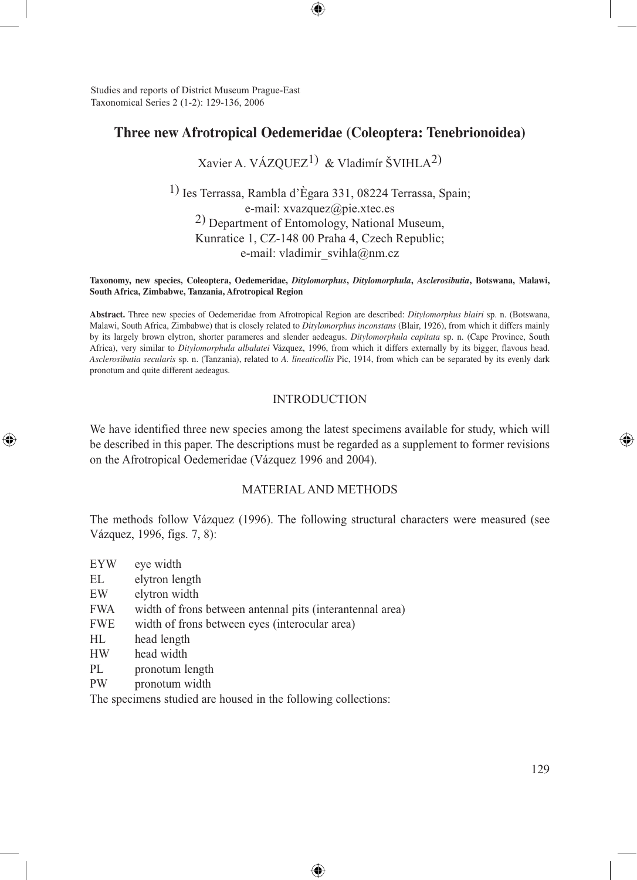Studies and reports of District Museum Prague-East
Taxonomical Series 2 (1-2): 129-136, 2006

# Three new Afrotropical Oedemeridae (Coleoptera: Tenebrionoidea)

Xavier A. VÁZQUEZ[1] & Vladimír ŠVIHLA[2]

[1] Ies Terrassa, Rambla d'Ègara 331, 08224 Terrassa, Spain;
e-mail: xvazquez@pie.xtec.es
[2] Department of Entomology, National Museum,
Kunratice 1, CZ-148 00 Praha 4, Czech Republic;
e-mail: vladimir_svihla@nm.cz

**Taxonomy, new species, Coleoptera, Oedemeridae, *Ditylomorphus*, *Ditylomorphula*, *Asclerosibutia*, Botswana, Malawi, South Africa, Zimbabwe, Tanzania, Afrotropical Region**

**Abstract.** Three new species of Oedemeridae from Afrotropical Region are described: *Ditylomorphus blairi* sp. n. (Botswana, Malawi, South Africa, Zimbabwe) that is closely related to *Ditylomorphus inconstans* (Blair, 1926), from which it differs mainly by its largely brown elytron, shorter parameres and slender aedeagus. *Ditylomorphula capitata* sp. n. (Cape Province, South Africa), very similar to *Ditylomorphula albalatei* Vázquez, 1996, from which it differs externally by its bigger, flavous head. *Asclerosibutia secularis* sp. n. (Tanzania), related to *A. lineaticollis* Pic, 1914, from which can be separated by its evenly dark pronotum and quite different aedeagus.

## INTRODUCTION

We have identified three new species among the latest specimens available for study, which will be described in this paper. The descriptions must be regarded as a supplement to former revisions on the Afrotropical Oedemeridae (Vázquez 1996 and 2004).

## MATERIAL AND METHODS

The methods follow Vázquez (1996). The following structural characters were measured (see Vázquez, 1996, figs. 7, 8):

- EYW eye width
- EL elytron length
- EW elytron width
- FWA width of frons between antennal pits (interantennal area)
- FWE width of frons between eyes (interocular area)
- HL head length
- HW head width
- PL pronotum length
- PW pronotum width

The specimens studied are housed in the following collections: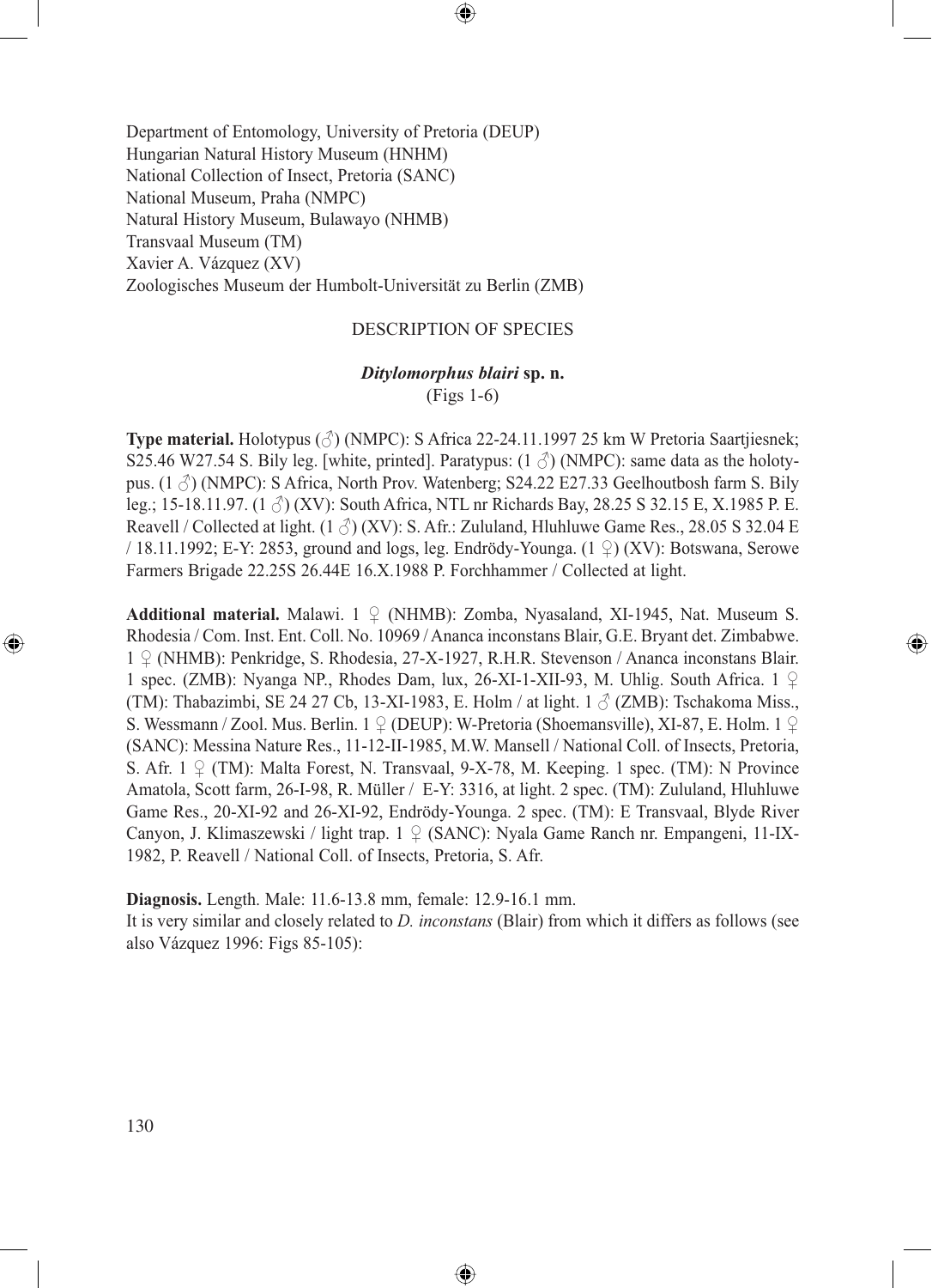Department of Entomology, University of Pretoria (DEUP)
Hungarian Natural History Museum (HNHM)
National Collection of Insect, Pretoria (SANC)
National Museum, Praha (NMPC)
Natural History Museum, Bulawayo (NHMB)
Transvaal Museum (TM)
Xavier A. Vázquez (XV)
Zoologisches Museum der Humbolt-Universität zu Berlin (ZMB)

## DESCRIPTION OF SPECIES

### *Ditylomorphus blairi* sp. n.

(Figs 1-6)

**Type material.** Holotypus (♂) (NMPC): S Africa 22-24.11.1997 25 km W Pretoria Saartjiesnek; S25.46 W27.54 S. Bily leg. [white, printed]. Paratypus: (1 ♂) (NMPC): same data as the holotypus. (1 ♂) (NMPC): S Africa, North Prov. Watenberg; S24.22 E27.33 Geelhoutbosh farm S. Bily leg.; 15-18.11.97. (1 ♂) (XV): South Africa, NTL nr Richards Bay, 28.25 S 32.15 E, X.1985 P. E. Reavell / Collected at light. (1 ♂) (XV): S. Afr.: Zululand, Hluhluwe Game Res., 28.05 S 32.04 E / 18.11.1992; E-Y: 2853, ground and logs, leg. Endrödy-Younga. (1 ♀) (XV): Botswana, Serowe Farmers Brigade 22.25S 26.44E 16.X.1988 P. Forchhammer / Collected at light.

**Additional material.** Malawi. 1 ♀ (NHMB): Zomba, Nyasaland, XI-1945, Nat. Museum S. Rhodesia / Com. Inst. Ent. Coll. No. 10969 / Ananca inconstans Blair, G.E. Bryant det. Zimbabwe. 1 ♀ (NHMB): Penkridge, S. Rhodesia, 27-X-1927, R.H.R. Stevenson / Ananca inconstans Blair. 1 spec. (ZMB): Nyanga NP., Rhodes Dam, lux, 26-XI-1-XII-93, M. Uhlig. South Africa. 1 ♀ (TM): Thabazimbi, SE 24 27 Cb, 13-XI-1983, E. Holm / at light. 1 ♂ (ZMB): Tschakoma Miss., S. Wessmann / Zool. Mus. Berlin. 1 ♀ (DEUP): W-Pretoria (Shoemansville), XI-87, E. Holm. 1 ♀ (SANC): Messina Nature Res., 11-12-II-1985, M.W. Mansell / National Coll. of Insects, Pretoria, S. Afr. 1 ♀ (TM): Malta Forest, N. Transvaal, 9-X-78, M. Keeping. 1 spec. (TM): N Province Amatola, Scott farm, 26-I-98, R. Müller / E-Y: 3316, at light. 2 spec. (TM): Zululand, Hluhluwe Game Res., 20-XI-92 and 26-XI-92, Endrödy-Younga. 2 spec. (TM): E Transvaal, Blyde River Canyon, J. Klimaszewski / light trap. 1 ♀ (SANC): Nyala Game Ranch nr. Empangeni, 11-IX-1982, P. Reavell / National Coll. of Insects, Pretoria, S. Afr.

**Diagnosis.** Length. Male: 11.6-13.8 mm, female: 12.9-16.1 mm.
It is very similar and closely related to *D. inconstans* (Blair) from which it differs as follows (see also Vázquez 1996: Figs 85-105):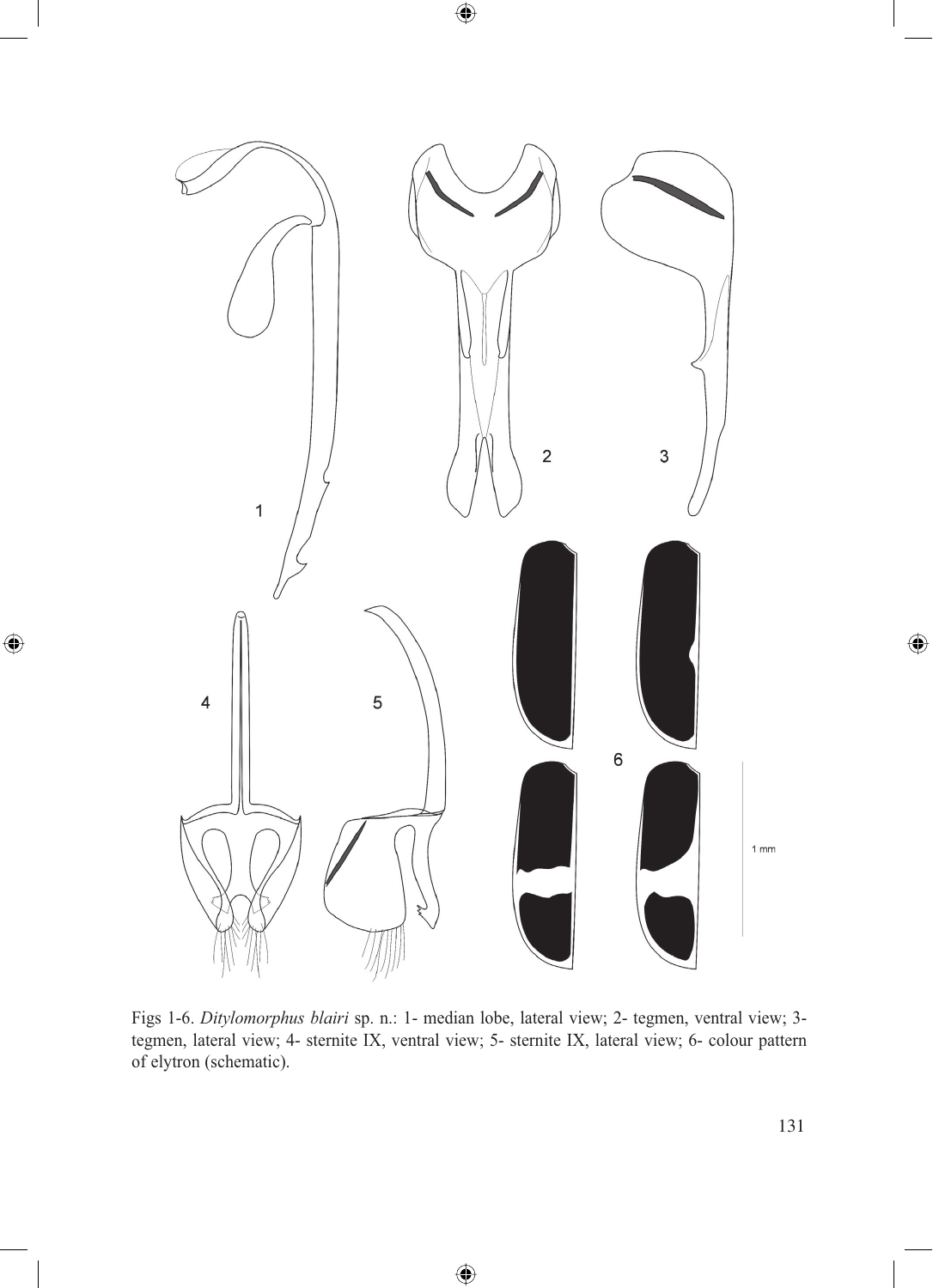1

2

3

4

5

6

1 mm

Figs 1-6. *Ditylomorphus blairi* sp. n.: 1- median lobe, lateral view; 2- tegmen, ventral view; 3- tegmen, lateral view; 4- sternite IX, ventral view; 5- sternite IX, lateral view; 6- colour pattern of elytron (schematic).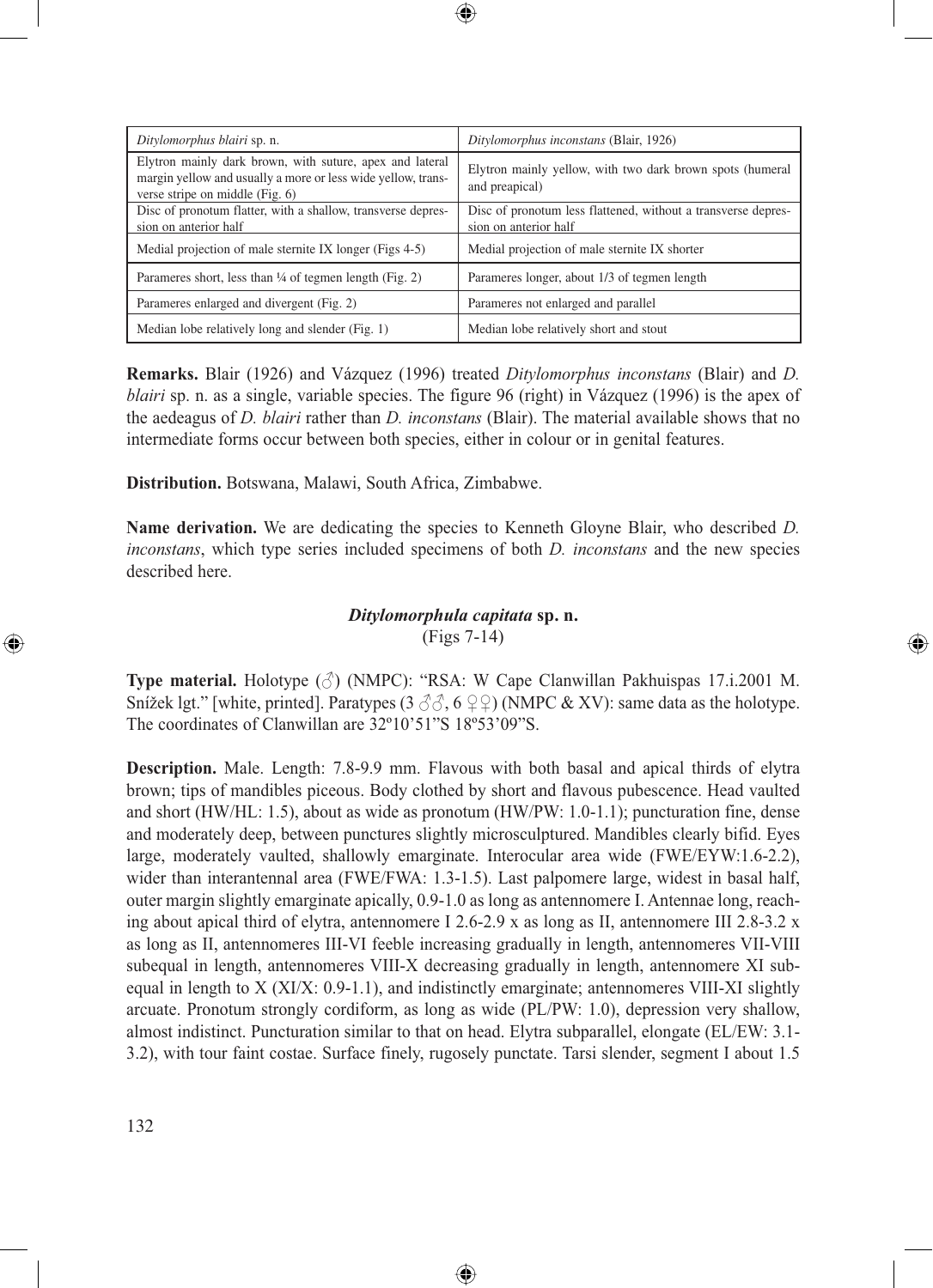| *Ditylomorphus blairi* sp. n. | *Ditylomorphus inconstans* (Blair, 1926) |
| --- | --- |
| Elytron mainly dark brown, with suture, apex and lateral margin yellow and usually a more or less wide yellow, transverse stripe on middle (Fig. 6) | Elytron mainly yellow, with two dark brown spots (humeral and preapical) |
| Disc of pronotum flatter, with a shallow, transverse depression on anterior half | Disc of pronotum less flattened, without a transverse depression on anterior half |
| Medial projection of male sternite IX longer (Figs 4-5) | Medial projection of male sternite IX shorter |
| Parameres short, less than ¼ of tegmen length (Fig. 2) | Parameres longer, about 1/3 of tegmen length |
| Parameres enlarged and divergent (Fig. 2) | Parameres not enlarged and parallel |
| Median lobe relatively long and slender (Fig. 1) | Median lobe relatively short and stout |

**Remarks.** Blair (1926) and Vázquez (1996) treated *Ditylomorphus inconstans* (Blair) and *D. blairi* sp. n. as a single, variable species. The figure 96 (right) in Vázquez (1996) is the apex of the aedeagus of *D. blairi* rather than *D. inconstans* (Blair). The material available shows that no intermediate forms occur between both species, either in colour or in genital features.

**Distribution.** Botswana, Malawi, South Africa, Zimbabwe.

**Name derivation.** We are dedicating the species to Kenneth Gloyne Blair, who described *D. inconstans*, which type series included specimens of both *D. inconstans* and the new species described here.

### *Ditylomorphula capitata* sp. n.

(Figs 7-14)

**Type material.** Holotype (♂) (NMPC): "RSA: W Cape Clanwillan Pakhuispas 17.i.2001 M. Snížek lgt." [white, printed]. Paratypes (3 ♂♂, 6 ♀♀) (NMPC & XV): same data as the holotype. The coordinates of Clanwillan are 32º10'51"S 18º53'09"S.

**Description.** Male. Length: 7.8-9.9 mm. Flavous with both basal and apical thirds of elytra brown; tips of mandibles piceous. Body clothed by short and flavous pubescence. Head vaulted and short (HW/HL: 1.5), about as wide as pronotum (HW/PW: 1.0-1.1); puncturation fine, dense and moderately deep, between punctures slightly microsculptured. Mandibles clearly bifid. Eyes large, moderately vaulted, shallowly emarginate. Interocular area wide (FWE/EYW:1.6-2.2), wider than interantennal area (FWE/FWA: 1.3-1.5). Last palpomere large, widest in basal half, outer margin slightly emarginate apically, 0.9-1.0 as long as antennomere I. Antennae long, reaching about apical third of elytra, antennomere I 2.6-2.9 x as long as II, antennomere III 2.8-3.2 x as long as II, antennomeres III-VI feeble increasing gradually in length, antennomeres VII-VIII subequal in length, antennomeres VIII-X decreasing gradually in length, antennomere XI subequal in length to X (XI/X: 0.9-1.1), and indistinctly emarginate; antennomeres VIII-XI slightly arcuate. Pronotum strongly cordiform, as long as wide (PL/PW: 1.0), depression very shallow, almost indistinct. Puncturation similar to that on head. Elytra subparallel, elongate (EL/EW: 3.1-3.2), with tour faint costae. Surface finely, rugosely punctate. Tarsi slender, segment I about 1.5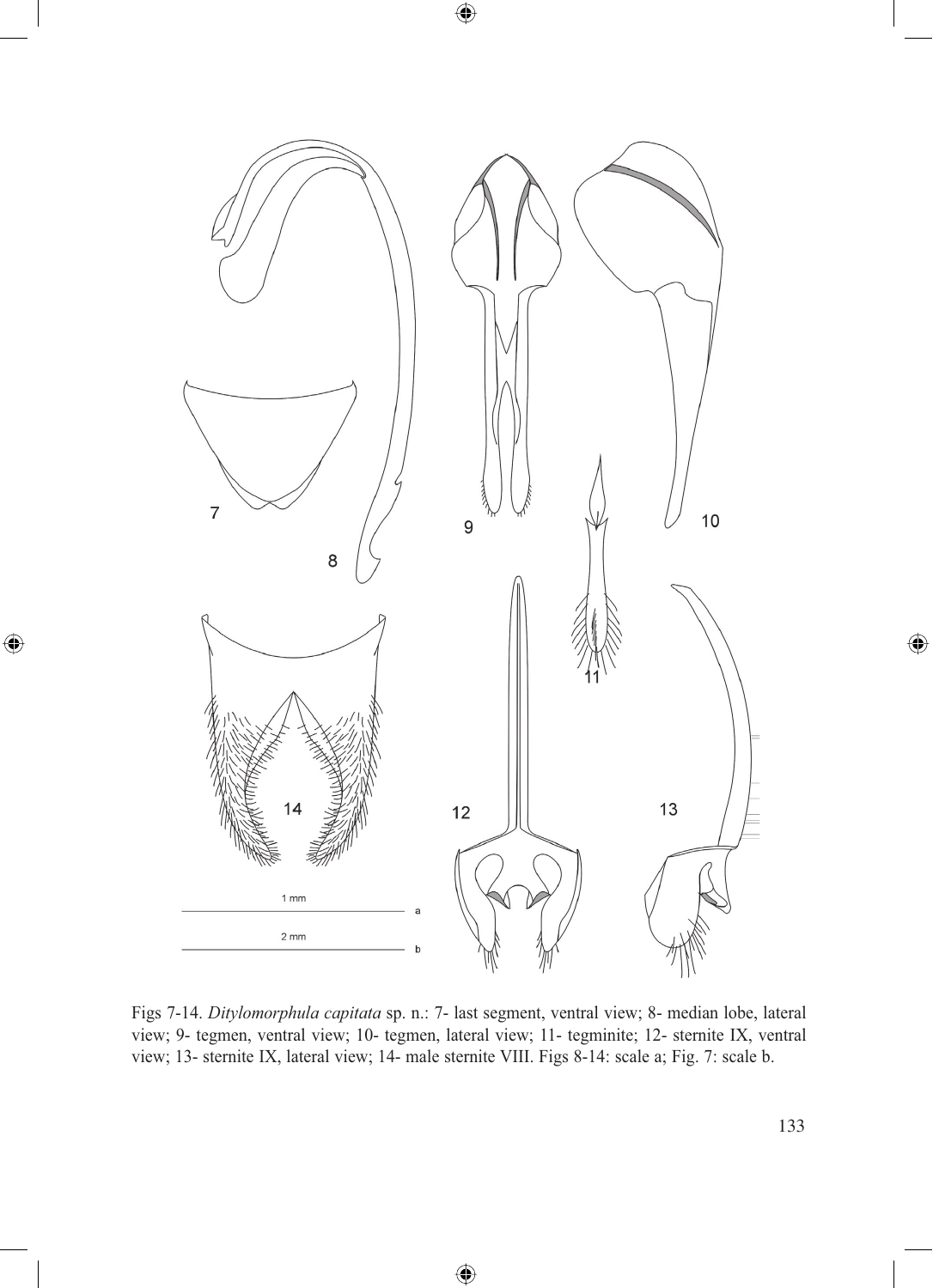Figs 7-14. *Ditylomorphula capitata* sp. n.: 7- last segment, ventral view; 8- median lobe, lateral view; 9- tegmen, ventral view; 10- tegmen, lateral view; 11- tegminite; 12- sternite IX, ventral view; 13- sternite IX, lateral view; 14- male sternite VIII. Figs 8-14: scale a; Fig. 7: scale b.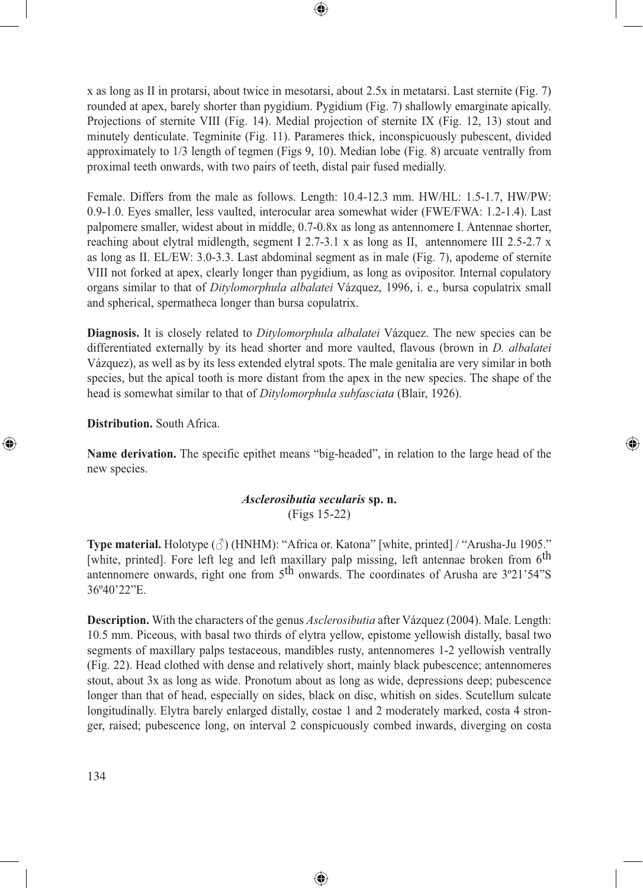x as long as II in protarsi, about twice in mesotarsi, about 2.5x in metatarsi. Last sternite (Fig. 7) rounded at apex, barely shorter than pygidium. Pygidium (Fig. 7) shallowly emarginate apically. Projections of sternite VIII (Fig. 14). Medial projection of sternite IX (Fig. 12, 13) stout and minutely denticulate. Tegminite (Fig. 11). Parameres thick, inconspicuously pubescent, divided approximately to 1/3 length of tegmen (Figs 9, 10). Median lobe (Fig. 8) arcuate ventrally from proximal teeth onwards, with two pairs of teeth, distal pair fused medially.

Female. Differs from the male as follows. Length: 10.4-12.3 mm. HW/HL: 1.5-1.7, HW/PW: 0.9-1.0. Eyes smaller, less vaulted, interocular area somewhat wider (FWE/FWA: 1.2-1.4). Last palpomere smaller, widest about in middle, 0.7-0.8x as long as antennomere I. Antennae shorter, reaching about elytral midlength, segment I 2.7-3.1 x as long as II, antennomere III 2.5-2.7 x as long as II. EL/EW: 3.0-3.3. Last abdominal segment as in male (Fig. 7), apodeme of sternite VIII not forked at apex, clearly longer than pygidium, as long as ovipositor. Internal copulatory organs similar to that of *Ditylomorphula albalatei* Vázquez, 1996, i. e., bursa copulatrix small and spherical, spermatheca longer than bursa copulatrix.

**Diagnosis.** It is closely related to *Ditylomorphula albalatei* Vázquez. The new species can be differentiated externally by its head shorter and more vaulted, flavous (brown in *D. albalatei* Vázquez), as well as by its less extended elytral spots. The male genitalia are very similar in both species, but the apical tooth is more distant from the apex in the new species. The shape of the head is somewhat similar to that of *Ditylomorphula subfasciata* (Blair, 1926).

**Distribution.** South Africa.

**Name derivation.** The specific epithet means "big-headed", in relation to the large head of the new species.

### *Asclerosibutia secularis* sp. n.
(Figs 15-22)

**Type material.** Holotype (♂) (HNHM): "Africa or. Katona" [white, printed] / "Arusha-Ju 1905." [white, printed]. Fore left leg and left maxillary palp missing, left antennae broken from 6th antennomere onwards, right one from 5th onwards. The coordinates of Arusha are 3º21'54"S 36º40'22"E.

**Description.** With the characters of the genus *Asclerosibutia* after Vázquez (2004). Male. Length: 10.5 mm. Piceous, with basal two thirds of elytra yellow, epistome yellowish distally, basal two segments of maxillary palps testaceous, mandibles rusty, antennomeres 1-2 yellowish ventrally (Fig. 22). Head clothed with dense and relatively short, mainly black pubescence; antennomeres stout, about 3x as long as wide. Pronotum about as long as wide, depressions deep; pubescence longer than that of head, especially on sides, black on disc, whitish on sides. Scutellum sulcate longitudinally. Elytra barely enlarged distally, costae 1 and 2 moderately marked, costa 4 stronger, raised; pubescence long, on interval 2 conspicuously combed inwards, diverging on costa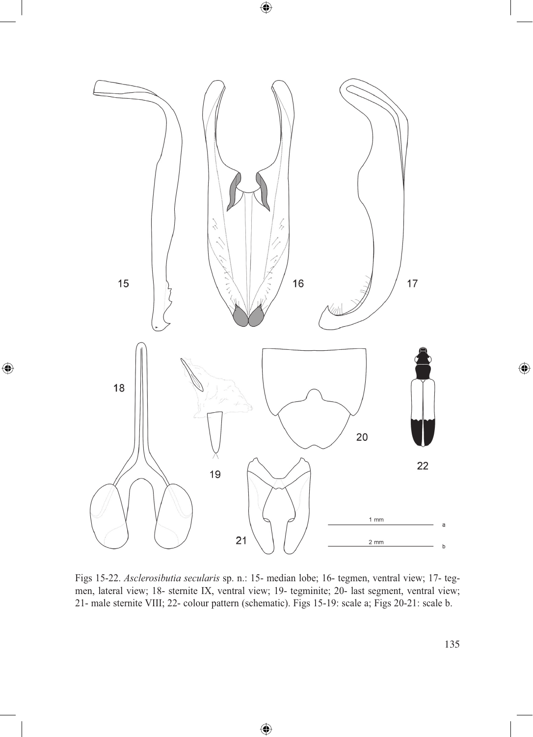15

16

17

18

19

20

21

22

1 mm a

2 mm b

Figs 15-22. *Asclerosibutia secularis* sp. n.: 15- median lobe; 16- tegmen, ventral view; 17- tegmen, lateral view; 18- sternite IX, ventral view; 19- tegminite; 20- last segment, ventral view; 21- male sternite VIII; 22- colour pattern (schematic). Figs 15-19: scale a; Figs 20-21: scale b.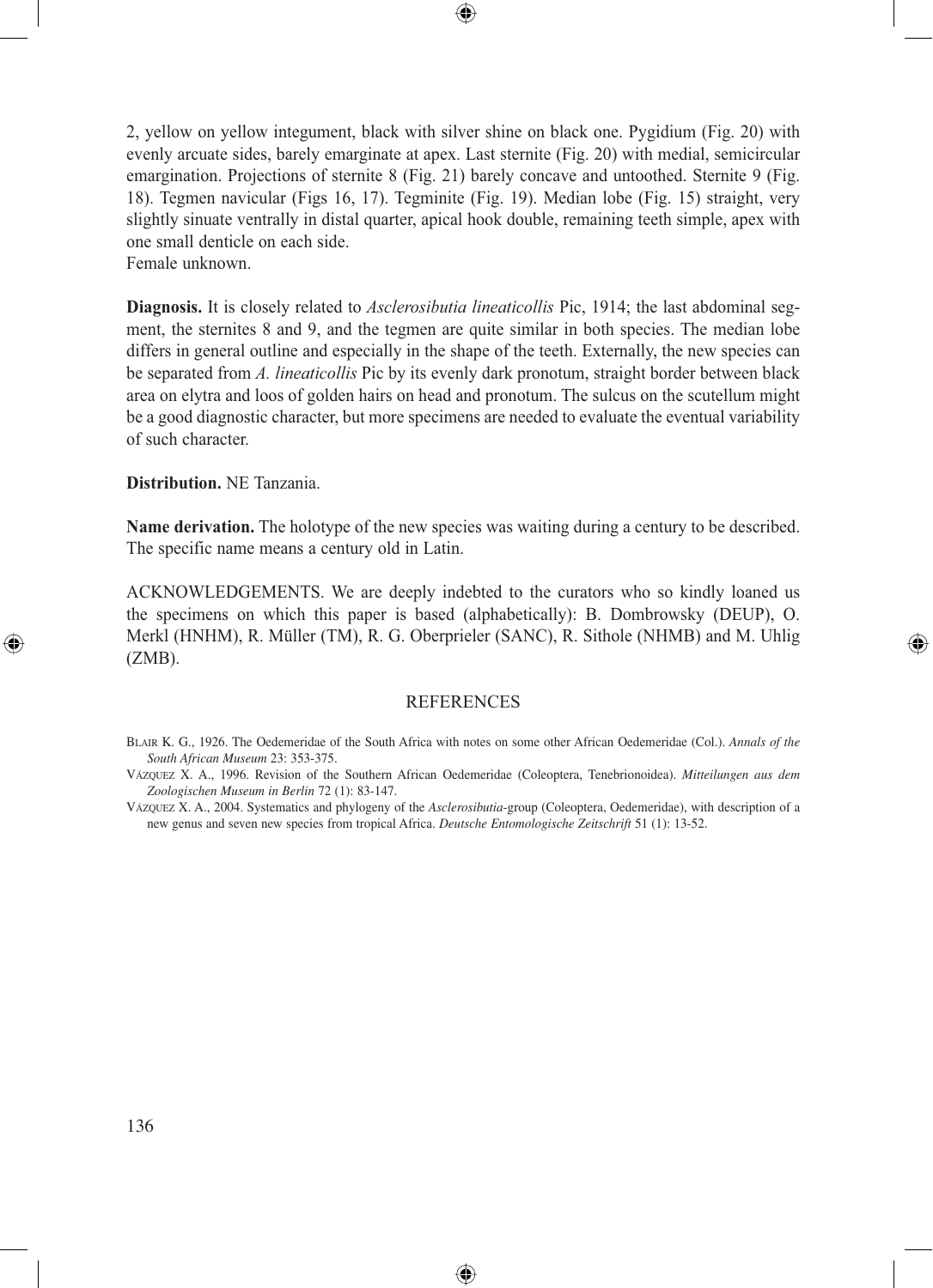2, yellow on yellow integument, black with silver shine on black one. Pygidium (Fig. 20) with evenly arcuate sides, barely emarginate at apex. Last sternite (Fig. 20) with medial, semicircular emargination. Projections of sternite 8 (Fig. 21) barely concave and untoothed. Sternite 9 (Fig. 18). Tegmen navicular (Figs 16, 17). Tegminite (Fig. 19). Median lobe (Fig. 15) straight, very slightly sinuate ventrally in distal quarter, apical hook double, remaining teeth simple, apex with one small denticle on each side.
Female unknown.

**Diagnosis.** It is closely related to *Asclerosibutia lineaticollis* Pic, 1914; the last abdominal segment, the sternites 8 and 9, and the tegmen are quite similar in both species. The median lobe differs in general outline and especially in the shape of the teeth. Externally, the new species can be separated from *A. lineaticollis* Pic by its evenly dark pronotum, straight border between black area on elytra and loos of golden hairs on head and pronotum. The sulcus on the scutellum might be a good diagnostic character, but more specimens are needed to evaluate the eventual variability of such character.

**Distribution.** NE Tanzania.

**Name derivation.** The holotype of the new species was waiting during a century to be described. The specific name means a century old in Latin.

ACKNOWLEDGEMENTS. We are deeply indebted to the curators who so kindly loaned us the specimens on which this paper is based (alphabetically): B. Dombrowsky (DEUP), O. Merkl (HNHM), R. Müller (TM), R. G. Oberprieler (SANC), R. Sithole (NHMB) and M. Uhlig (ZMB).

## REFERENCES

Blair K. G., 1926. The Oedemeridae of the South Africa with notes on some other African Oedemeridae (Col.). *Annals of the South African Museum* 23: 353-375.

Vázquez X. A., 1996. Revision of the Southern African Oedemeridae (Coleoptera, Tenebrionoidea). *Mitteilungen aus dem Zoologischen Museum in Berlin* 72 (1): 83-147.

Vázquez X. A., 2004. Systematics and phylogeny of the *Asclerosibutia*-group (Coleoptera, Oedemeridae), with description of a new genus and seven new species from tropical Africa. *Deutsche Entomologische Zeitschrift* 51 (1): 13-52.